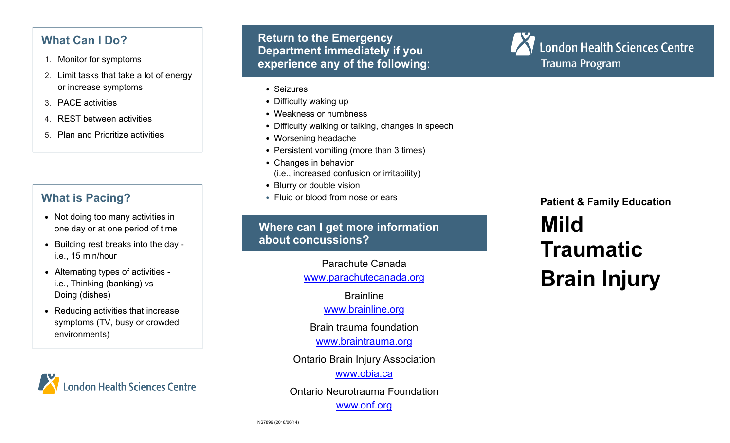## What Can I Do?

1. Monitor for symptoms
2. Limit tasks that take a lot of energy or increase symptoms
3. PACE activities
4. REST between activities
5. Plan and Prioritize activities

## What is Pacing?

- Not doing too many activities in one day or at one period of time
- Building rest breaks into the day - i.e., 15 min/hour
- Alternating types of activities - i.e., Thinking (banking) vs Doing (dishes)
- Reducing activities that increase symptoms (TV, busy or crowded environments)

London Health Sciences Centre

## Return to the Emergency Department immediately if you experience any of the following:

- Seizures
- Difficulty waking up
- Weakness or numbness
- Difficulty walking or talking, changes in speech
- Worsening headache
- Persistent vomiting (more than 3 times)
- Changes in behavior (i.e., increased confusion or irritability)
- Blurry or double vision
- Fluid or blood from nose or ears

## Where can I get more information about concussions?

Parachute Canada
www.parachutecanada.org

Brainline
www.brainline.org

Brain trauma foundation
www.braintrauma.org

Ontario Brain Injury Association
www.obia.ca

Ontario Neurotrauma Foundation
www.onf.org

NS7899 (2018/06/14)

London Health Sciences Centre
Trauma Program

**Patient & Family Education**

# Mild Traumatic Brain Injury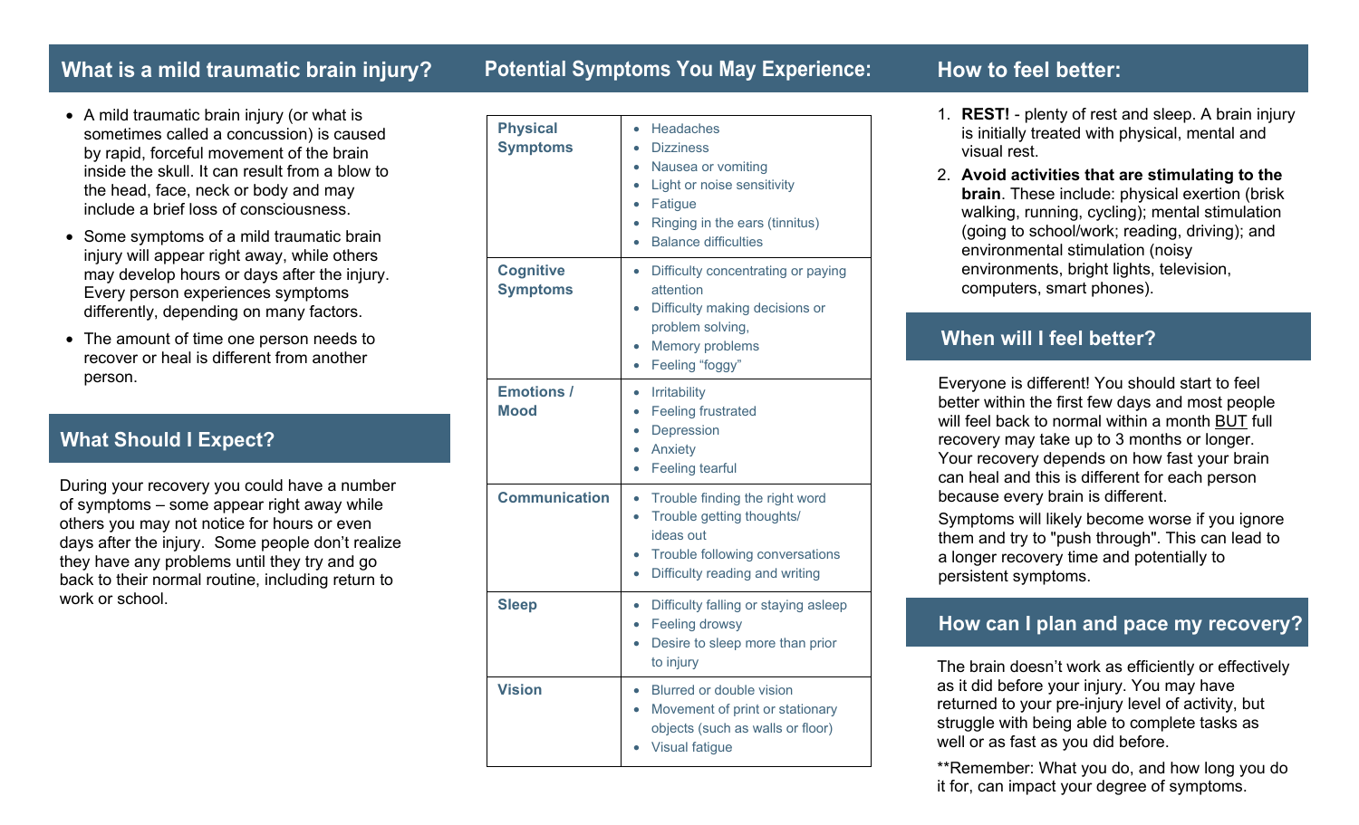## What is a mild traumatic brain injury?

- A mild traumatic brain injury (or what is sometimes called a concussion) is caused by rapid, forceful movement of the brain inside the skull. It can result from a blow to the head, face, neck or body and may include a brief loss of consciousness.
- Some symptoms of a mild traumatic brain injury will appear right away, while others may develop hours or days after the injury. Every person experiences symptoms differently, depending on many factors.
- The amount of time one person needs to recover or heal is different from another person.

## What Should I Expect?

During your recovery you could have a number of symptoms – some appear right away while others you may not notice for hours or even days after the injury.  Some people don't realize they have any problems until they try and go back to their normal routine, including return to work or school.

## Potential Symptoms You May Experience:

| | |
|---|---|
| **Physical Symptoms** | • Headaches<br>• Dizziness<br>• Nausea or vomiting<br>• Light or noise sensitivity<br>• Fatigue<br>• Ringing in the ears (tinnitus)<br>• Balance difficulties |
| **Cognitive Symptoms** | • Difficulty concentrating or paying attention<br>• Difficulty making decisions or problem solving,<br>• Memory problems<br>• Feeling "foggy" |
| **Emotions / Mood** | • Irritability<br>• Feeling frustrated<br>• Depression<br>• Anxiety<br>• Feeling tearful |
| **Communication** | • Trouble finding the right word<br>• Trouble getting thoughts/ ideas out<br>• Trouble following conversations<br>• Difficulty reading and writing |
| **Sleep** | • Difficulty falling or staying asleep<br>• Feeling drowsy<br>• Desire to sleep more than prior to injury |
| **Vision** | • Blurred or double vision<br>• Movement of print or stationary objects (such as walls or floor)<br>• Visual fatigue |

## How to feel better:

1. **REST!** - plenty of rest and sleep. A brain injury is initially treated with physical, mental and visual rest.
2. **Avoid activities that are stimulating to the brain**. These include: physical exertion (brisk walking, running, cycling); mental stimulation (going to school/work; reading, driving); and environmental stimulation (noisy environments, bright lights, television, computers, smart phones).

## When will I feel better?

Everyone is different! You should start to feel better within the first few days and most people will feel back to normal within a month BUT full recovery may take up to 3 months or longer. Your recovery depends on how fast your brain can heal and this is different for each person because every brain is different.

Symptoms will likely become worse if you ignore them and try to "push through". This can lead to a longer recovery time and potentially to persistent symptoms.

## How can I plan and pace my recovery?

The brain doesn't work as efficiently or effectively as it did before your injury. You may have returned to your pre-injury level of activity, but struggle with being able to complete tasks as well or as fast as you did before.

**Remember: What you do, and how long you do it for, can impact your degree of symptoms.